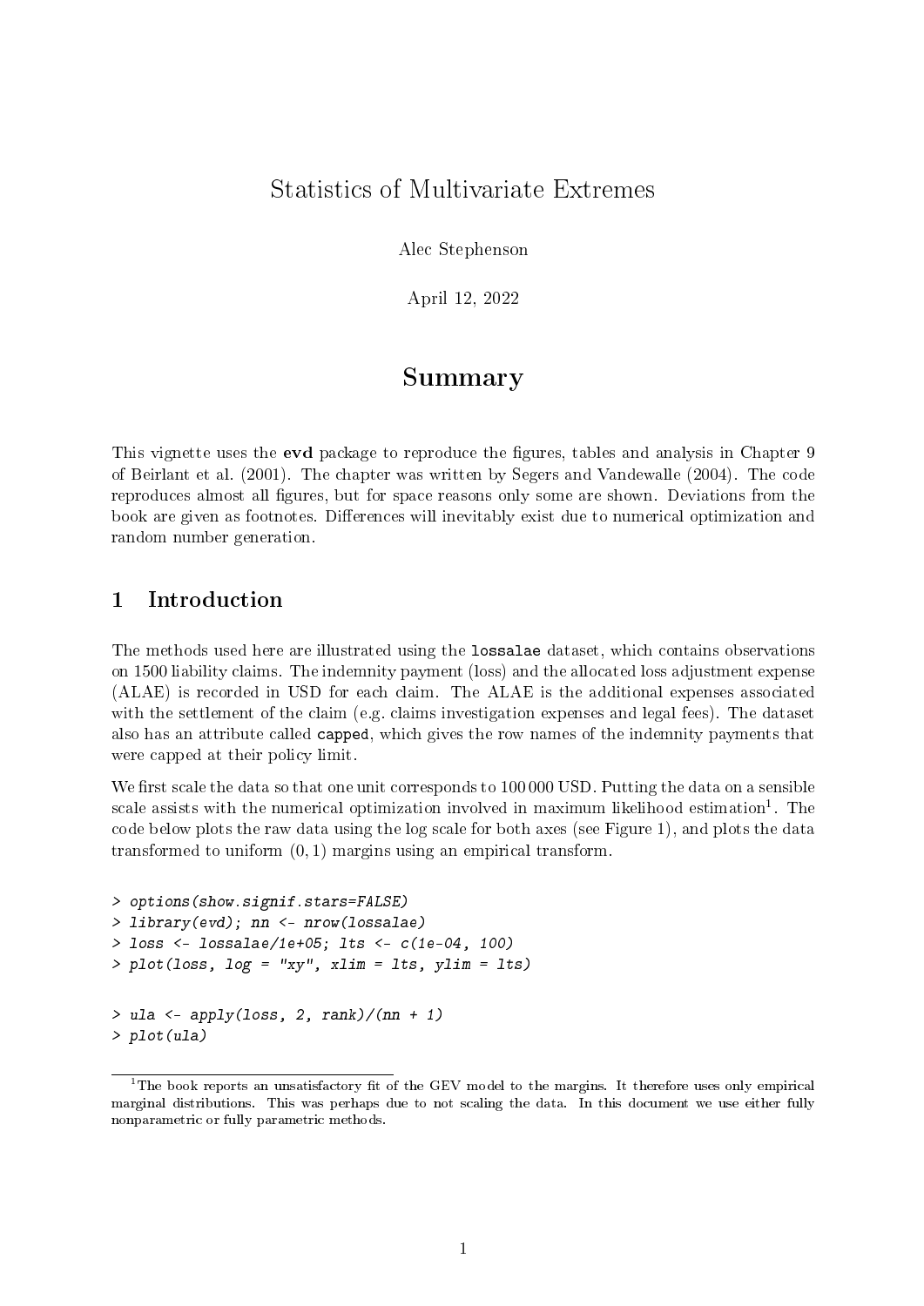# Statistics of Multivariate Extremes

Alec Stephenson

April 12, 2022

## Summary

This vignette uses the **evd** package to reproduce the figures, tables and analysis in Chapter 9 of Beirlant et al. (2001). The chapter was written by Segers and Vandewalle (2004). The code reproduces almost all figures, but for space reasons only some are shown. Deviations from the book are given as footnotes. Differences will inevitably exist due to numerical optimization and random number generation.

## 1 Introduction

The methods used here are illustrated using the `lossalae` dataset, which contains observations on 1500 liability claims. The indemnity payment (loss) and the allocated loss adjustment expense (ALAE) is recorded in USD for each claim. The ALAE is the additional expenses associated with the settlement of the claim (e.g. claims investigation expenses and legal fees). The dataset also has an attribute called `capped`, which gives the row names of the indemnity payments that were capped at their policy limit.

We first scale the data so that one unit corresponds to 100 000 USD. Putting the data on a sensible scale assists with the numerical optimization involved in maximum likelihood estimation[1]. The code below plots the raw data using the log scale for both axes (see Figure 1), and plots the data transformed to uniform $(0, 1)$ margins using an empirical transform.

```
> options(show.signif.stars=FALSE)
> library(evd); nn <- nrow(lossalae)
> loss <- lossalae/1e+05; lts <- c(1e-04, 100)
> plot(loss, log = "xy", xlim = lts, ylim = lts)
```

```
> ula <- apply(loss, 2, rank)/(nn + 1)
> plot(ula)
```

[1] The book reports an unsatisfactory fit of the GEV model to the margins. It therefore uses only empirical marginal distributions. This was perhaps due to not scaling the data. In this document we use either fully nonparametric or fully parametric methods.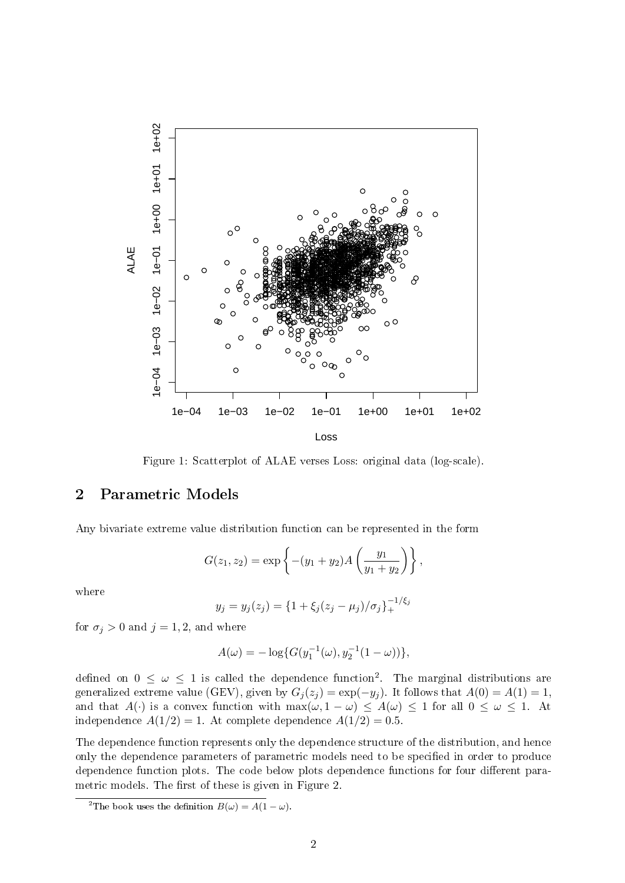Figure 1: Scatterplot of ALAE verses Loss: original data (log-scale).

## 2 Parametric Models

Any bivariate extreme value distribution function can be represented in the form

$$G(z_1, z_2) = \exp\left\{-(y_1 + y_2)A\left(\frac{y_1}{y_1 + y_2}\right)\right\},$$

where

$$y_j = y_j(z_j) = \{1 + \xi_j(z_j - \mu_j)/\sigma_j\}_+^{-1/\xi_j}$$

for $\sigma_j > 0$ and $j = 1, 2$, and where

$$A(\omega) = -\log\{G(y_1^{-1}(\omega), y_2^{-1}(1 - \omega))\},$$

defined on $0 \leq \omega \leq 1$ is called the dependence function[2]. The marginal distributions are generalized extreme value (GEV), given by $G_j(z_j) = \exp(-y_j)$. It follows that $A(0) = A(1) = 1$, and that $A(\cdot)$ is a convex function with $\max(\omega, 1 - \omega) \leq A(\omega) \leq 1$ for all $0 \leq \omega \leq 1$. At independence $A(1/2) = 1$. At complete dependence $A(1/2) = 0.5$.

The dependence function represents only the dependence structure of the distribution, and hence only the dependence parameters of parametric models need to be specified in order to produce dependence function plots. The code below plots dependence functions for four different parametric models. The first of these is given in Figure 2.

[2] The book uses the definition $B(\omega) = A(1 - \omega)$.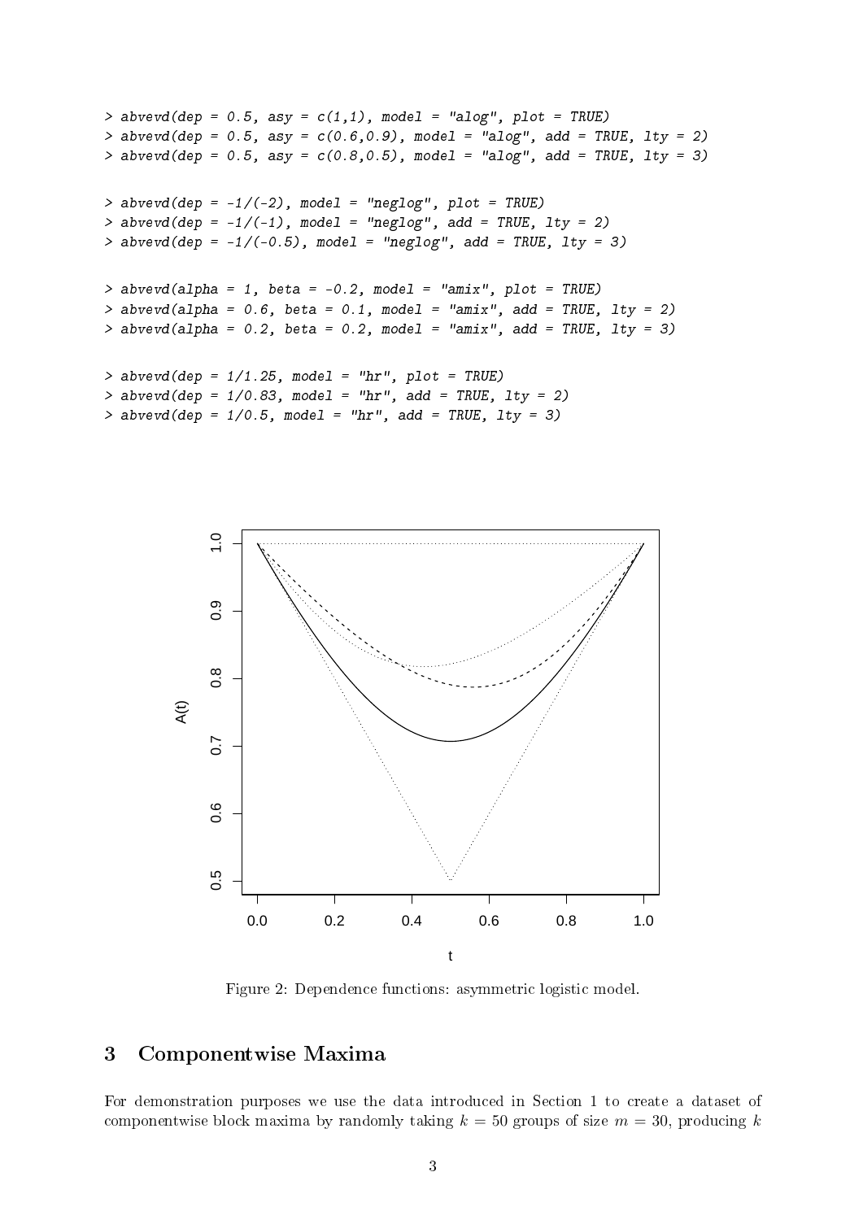```
> abvevd(dep = 0.5, asy = c(1,1), model = "alog", plot = TRUE)
> abvevd(dep = 0.5, asy = c(0.6,0.9), model = "alog", add = TRUE, lty = 2)
> abvevd(dep = 0.5, asy = c(0.8,0.5), model = "alog", add = TRUE, lty = 3)

> abvevd(dep = -1/(-2), model = "neglog", plot = TRUE)
> abvevd(dep = -1/(-1), model = "neglog", add = TRUE, lty = 2)
> abvevd(dep = -1/(-0.5), model = "neglog", add = TRUE, lty = 3)

> abvevd(alpha = 1, beta = -0.2, model = "amix", plot = TRUE)
> abvevd(alpha = 0.6, beta = 0.1, model = "amix", add = TRUE, lty = 2)
> abvevd(alpha = 0.2, beta = 0.2, model = "amix", add = TRUE, lty = 3)

> abvevd(dep = 1/1.25, model = "hr", plot = TRUE)
> abvevd(dep = 1/0.83, model = "hr", add = TRUE, lty = 2)
> abvevd(dep = 1/0.5, model = "hr", add = TRUE, lty = 3)
```

Figure 2: Dependence functions: asymmetric logistic model.

## 3 Componentwise Maxima

For demonstration purposes we use the data introduced in Section 1 to create a dataset of componentwise block maxima by randomly taking $k = 50$ groups of size $m = 30$, producing $k$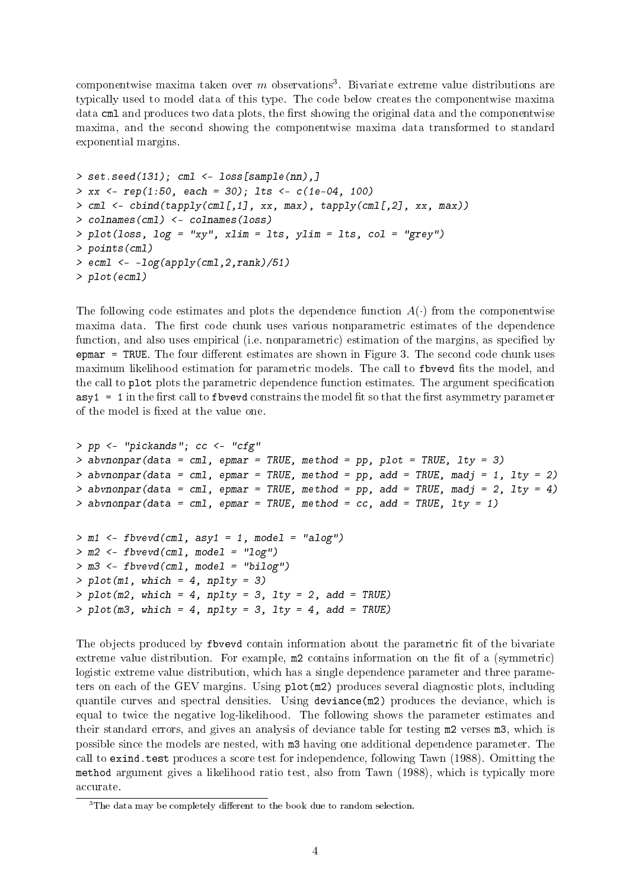componentwise maxima taken over $m$ observations[3]. Bivariate extreme value distributions are typically used to model data of this type. The code below creates the componentwise maxima data `cml` and produces two data plots, the first showing the original data and the componentwise maxima, and the second showing the componentwise maxima data transformed to standard exponential margins.

```
> set.seed(131); cml <- loss[sample(nn),]
> xx <- rep(1:50, each = 30); lts <- c(1e-04, 100)
> cml <- cbind(tapply(cml[,1], xx, max), tapply(cml[,2], xx, max))
> colnames(cml) <- colnames(loss)
> plot(loss, log = "xy", xlim = lts, ylim = lts, col = "grey")
> points(cml)
> ecml <- -log(apply(cml,2,rank)/51)
> plot(ecml)
```

The following code estimates and plots the dependence function $A(\cdot)$ from the componentwise maxima data. The first code chunk uses various nonparametric estimates of the dependence function, and also uses empirical (i.e. nonparametric) estimation of the margins, as specified by `epmar = TRUE`. The four different estimates are shown in Figure 3. The second code chunk uses maximum likelihood estimation for parametric models. The call to `fbvevd` fits the model, and the call to `plot` plots the parametric dependence function estimates. The argument specification `asy1 = 1` in the first call to `fbvevd` constrains the model fit so that the first asymmetry parameter of the model is fixed at the value one.

```
> pp <- "pickands"; cc <- "cfg"
> abvnonpar(data = cml, epmar = TRUE, method = pp, plot = TRUE, lty = 3)
> abvnonpar(data = cml, epmar = TRUE, method = pp, add = TRUE, madj = 1, lty = 2)
> abvnonpar(data = cml, epmar = TRUE, method = pp, add = TRUE, madj = 2, lty = 4)
> abvnonpar(data = cml, epmar = TRUE, method = cc, add = TRUE, lty = 1)
```

```
> m1 <- fbvevd(cml, asy1 = 1, model = "alog")
> m2 <- fbvevd(cml, model = "log")
> m3 <- fbvevd(cml, model = "bilog")
> plot(m1, which = 4, nplty = 3)
> plot(m2, which = 4, nplty = 3, lty = 2, add = TRUE)
> plot(m3, which = 4, nplty = 3, lty = 4, add = TRUE)
```

The objects produced by `fbvevd` contain information about the parametric fit of the bivariate extreme value distribution. For example, `m2` contains information on the fit of a (symmetric) logistic extreme value distribution, which has a single dependence parameter and three parameters on each of the GEV margins. Using `plot(m2)` produces several diagnostic plots, including quantile curves and spectral densities. Using `deviance(m2)` produces the deviance, which is equal to twice the negative log-likelihood. The following shows the parameter estimates and their standard errors, and gives an analysis of deviance table for testing `m2` verses `m3`, which is possible since the models are nested, with `m3` having one additional dependence parameter. The call to `exind.test` produces a score test for independence, following Tawn (1988). Omitting the `method` argument gives a likelihood ratio test, also from Tawn (1988), which is typically more accurate.

[3]The data may be completely different to the book due to random selection.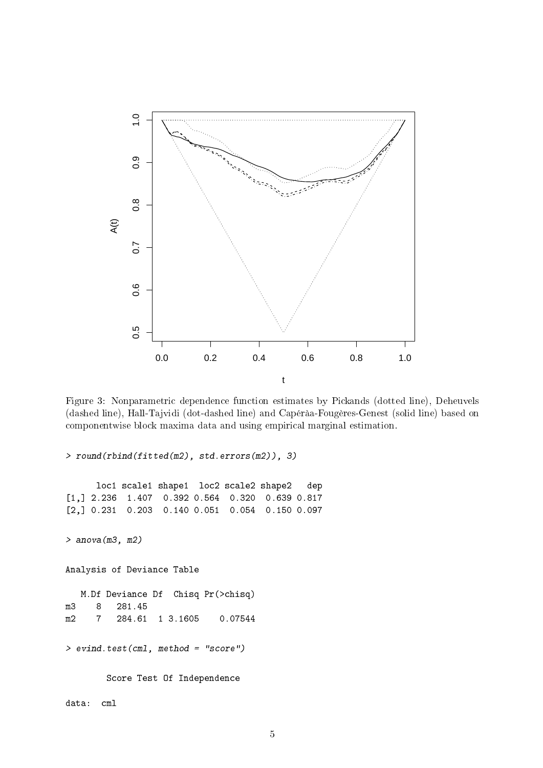Figure 3: Nonparametric dependence function estimates by Pickands (dotted line), Deheuvels (dashed line), Hall-Tajvidi (dot-dashed line) and Capéràa-Fougères-Genest (solid line) based on componentwise block maxima data and using empirical marginal estimation.

```
> round(rbind(fitted(m2), std.errors(m2)), 3)

      loc1 scale1 shape1  loc2 scale2 shape2   dep
[1,] 2.236  1.407  0.392 0.564  0.320  0.639 0.817
[2,] 0.231  0.203  0.140 0.051  0.054  0.150 0.097

> anova(m3, m2)

Analysis of Deviance Table

   M.Df Deviance Df  Chisq Pr(>chisq)
m3    8   281.45
m2    7   284.61  1 3.1605    0.07544

> evind.test(cml, method = "score")

        Score Test Of Independence

data:  cml
```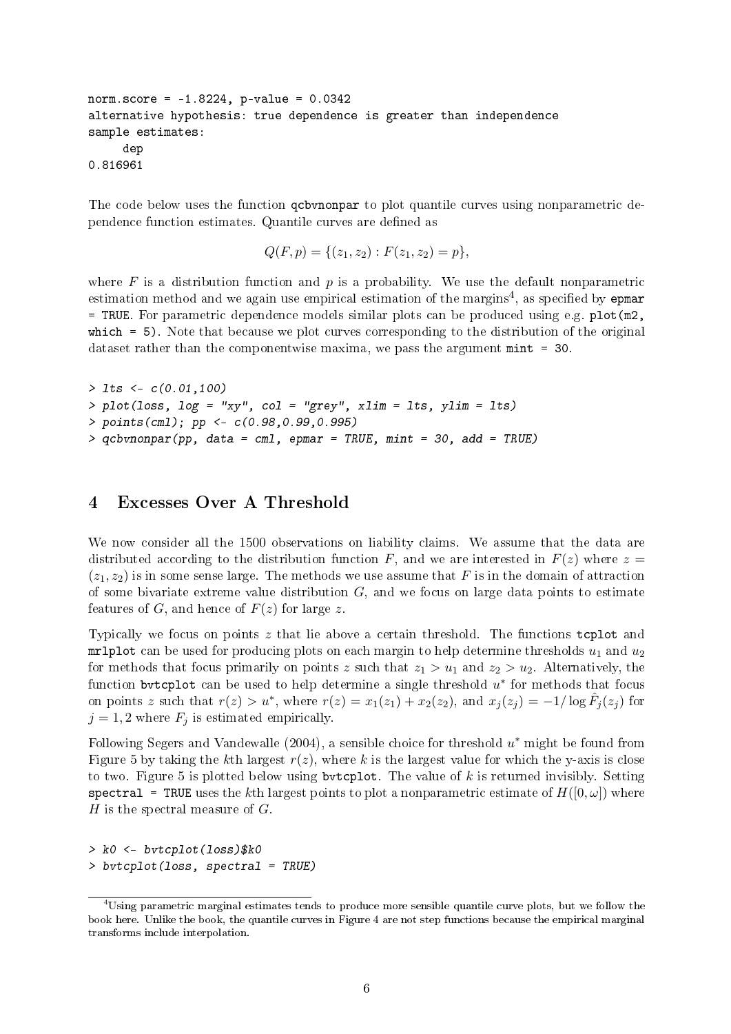```
norm.score = -1.8224, p-value = 0.0342
alternative hypothesis: true dependence is greater than independence
sample estimates:
     dep
0.816961
```

The code below uses the function `qcbvnonpar` to plot quantile curves using nonparametric dependence function estimates. Quantile curves are defined as

$$Q(F, p) = \{(z_1, z_2) : F(z_1, z_2) = p\},$$

where $F$ is a distribution function and $p$ is a probability. We use the default nonparametric estimation method and we again use empirical estimation of the margins[4], as specified by `epmar = TRUE`. For parametric dependence models similar plots can be produced using e.g. `plot(m2, which = 5)`. Note that because we plot curves corresponding to the distribution of the original dataset rather than the componentwise maxima, we pass the argument `mint = 30`.

```
> lts <- c(0.01,100)
> plot(loss, log = "xy", col = "grey", xlim = lts, ylim = lts)
> points(cml); pp <- c(0.98,0.99,0.995)
> qcbvnonpar(pp, data = cml, epmar = TRUE, mint = 30, add = TRUE)
```

# 4 Excesses Over A Threshold

We now consider all the 1500 observations on liability claims. We assume that the data are distributed according to the distribution function $F$, and we are interested in $F(z)$ where $z = (z_1, z_2)$ is in some sense large. The methods we use assume that $F$ is in the domain of attraction of some bivariate extreme value distribution $G$, and we focus on large data points to estimate features of $G$, and hence of $F(z)$ for large $z$.

Typically we focus on points $z$ that lie above a certain threshold. The functions `tcplot` and `mrlplot` can be used for producing plots on each margin to help determine thresholds $u_1$ and $u_2$ for methods that focus primarily on points $z$ such that $z_1 > u_1$ and $z_2 > u_2$. Alternatively, the function `bvtcplot` can be used to help determine a single threshold $u^*$ for methods that focus on points $z$ such that $r(z) > u^*$, where $r(z) = x_1(z_1) + x_2(z_2)$, and $x_j(z_j) = -1/\log \hat{F}_j(z_j)$ for $j = 1, 2$ where $F_j$ is estimated empirically.

Following Segers and Vandewalle (2004), a sensible choice for threshold $u^*$ might be found from Figure 5 by taking the $k$th largest $r(z)$, where $k$ is the largest value for which the y-axis is close to two. Figure 5 is plotted below using `bvtcplot`. The value of $k$ is returned invisibly. Setting `spectral = TRUE` uses the $k$th largest points to plot a nonparametric estimate of $H([0, \omega])$ where $H$ is the spectral measure of $G$.

```
> k0 <- bvtcplot(loss)$k0
> bvtcplot(loss, spectral = TRUE)
```

[4] Using parametric marginal estimates tends to produce more sensible quantile curve plots, but we follow the book here. Unlike the book, the quantile curves in Figure 4 are not step functions because the empirical marginal transforms include interpolation.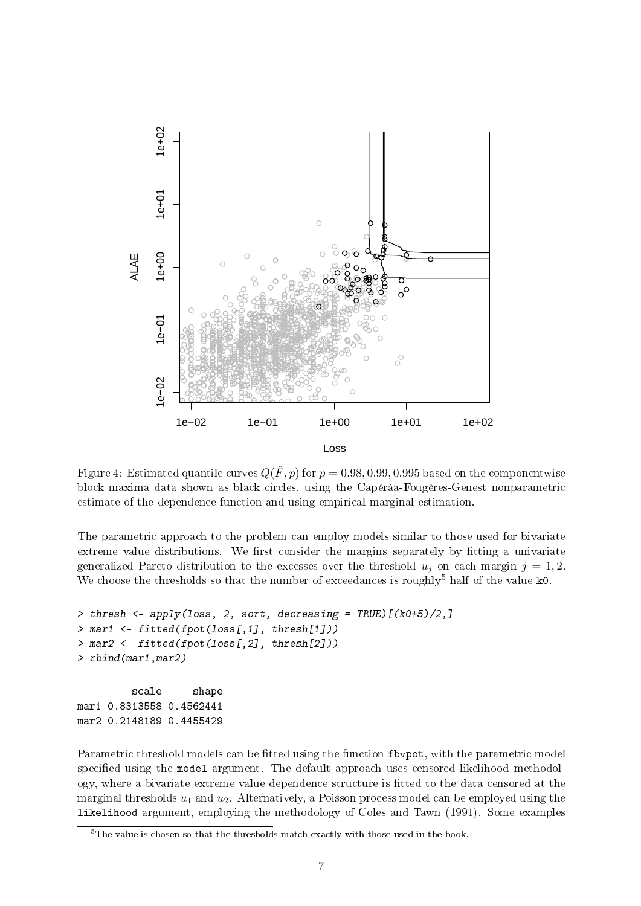Figure 4: Estimated quantile curves $Q(\hat{F}, p)$ for $p = 0.98, 0.99, 0.995$ based on the componentwise block maxima data shown as black circles, using the Capéràa-Fougères-Genest nonparametric estimate of the dependence function and using empirical marginal estimation.

The parametric approach to the problem can employ models similar to those used for bivariate extreme value distributions. We first consider the margins separately by fitting a univariate generalized Pareto distribution to the excesses over the threshold $u_j$ on each margin $j = 1, 2$. We choose the thresholds so that the number of exceedances is roughly[5] half of the value k0.

```
> thresh <- apply(loss, 2, sort, decreasing = TRUE)[(k0+5)/2,]
> mar1 <- fitted(fpot(loss[,1], thresh[1]))
> mar2 <- fitted(fpot(loss[,2], thresh[2]))
> rbind(mar1,mar2)

         scale     shape
mar1 0.8313558 0.4562441
mar2 0.2148189 0.4455429
```

Parametric threshold models can be fitted using the function fbvpot, with the parametric model specified using the model argument. The default approach uses censored likelihood methodology, where a bivariate extreme value dependence structure is fitted to the data censored at the marginal thresholds $u_1$ and $u_2$. Alternatively, a Poisson process model can be employed using the likelihood argument, employing the methodology of Coles and Tawn (1991). Some examples

[5] The value is chosen so that the thresholds match exactly with those used in the book.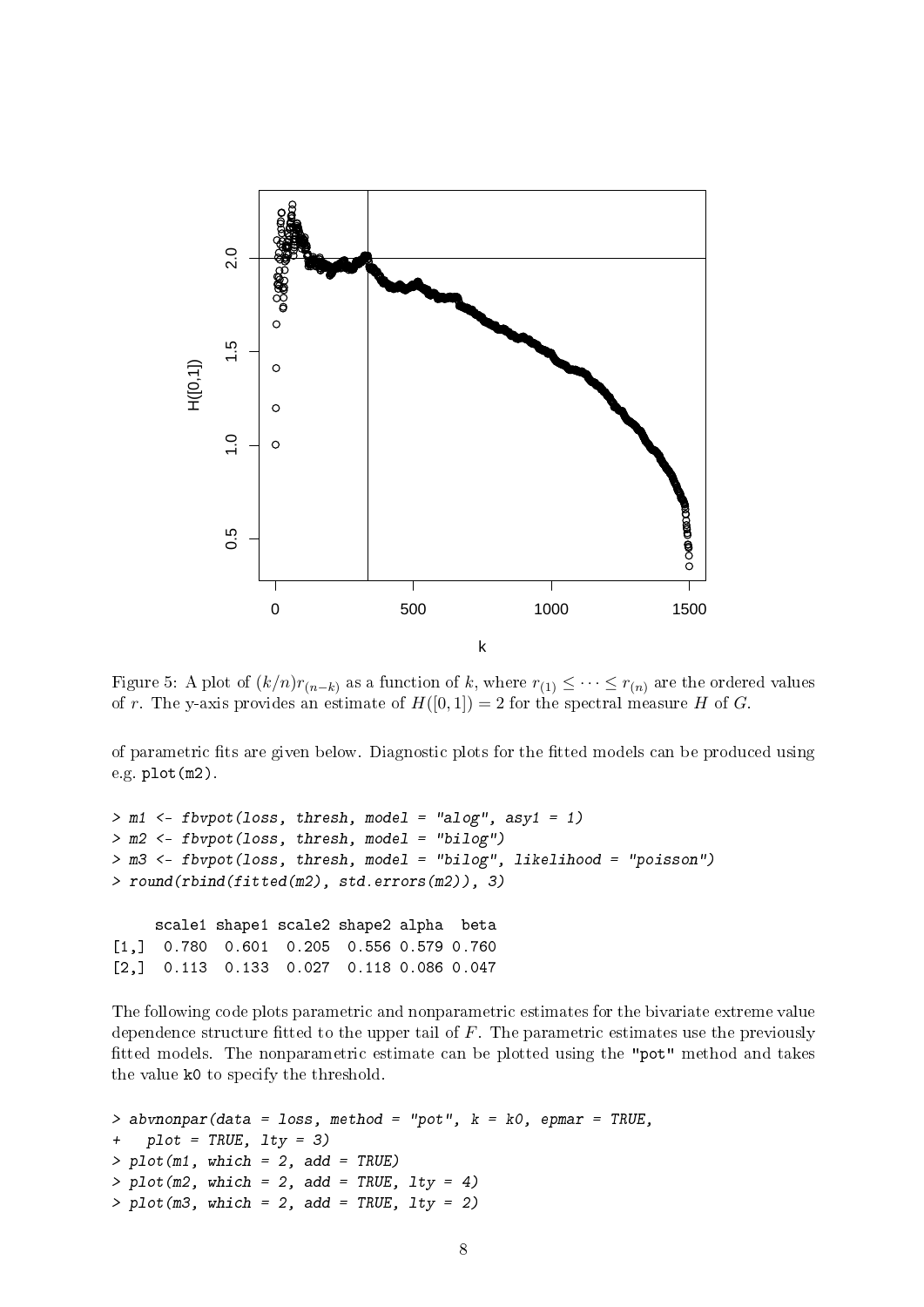Figure 5: A plot of $(k/n)r_{(n-k)}$ as a function of $k$, where $r_{(1)} \leq \cdots \leq r_{(n)}$ are the ordered values of $r$. The y-axis provides an estimate of $H([0,1]) = 2$ for the spectral measure $H$ of $G$.

of parametric fits are given below. Diagnostic plots for the fitted models can be produced using e.g. plot(m2).

```
> m1 <- fbvpot(loss, thresh, model = "alog", asy1 = 1)
> m2 <- fbvpot(loss, thresh, model = "bilog")
> m3 <- fbvpot(loss, thresh, model = "bilog", likelihood = "poisson")
> round(rbind(fitted(m2), std.errors(m2)), 3)

     scale1 shape1 scale2 shape2 alpha  beta
[1,]  0.780  0.601  0.205  0.556 0.579 0.760
[2,]  0.113  0.133  0.027  0.118 0.086 0.047
```

The following code plots parametric and nonparametric estimates for the bivariate extreme value dependence structure fitted to the upper tail of $F$. The parametric estimates use the previously fitted models. The nonparametric estimate can be plotted using the "pot" method and takes the value k0 to specify the threshold.

```
> abvnonpar(data = loss, method = "pot", k = k0, epmar = TRUE,
+   plot = TRUE, lty = 3)
> plot(m1, which = 2, add = TRUE)
> plot(m2, which = 2, add = TRUE, lty = 4)
> plot(m3, which = 2, add = TRUE, lty = 2)
```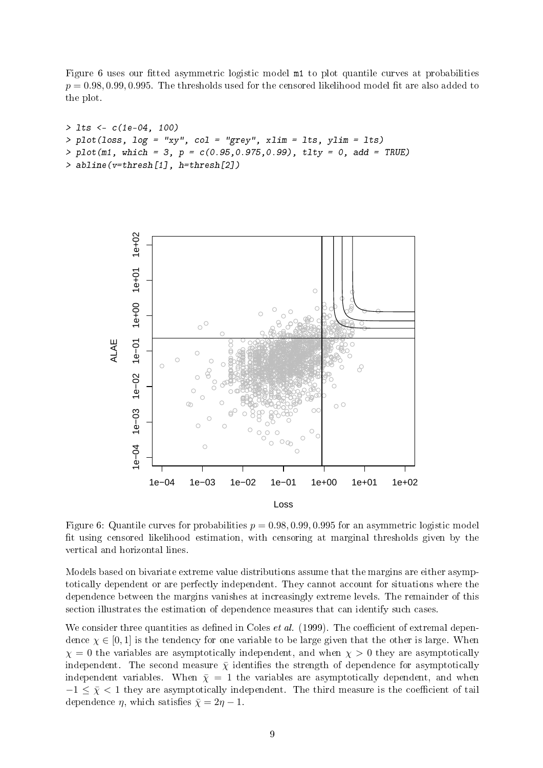Figure 6 uses our fitted asymmetric logistic model `m1` to plot quantile curves at probabilities $p = 0.98, 0.99, 0.995$. The thresholds used for the censored likelihood model fit are also added to the plot.

```
> lts <- c(1e-04, 100)
> plot(loss, log = "xy", col = "grey", xlim = lts, ylim = lts)
> plot(m1, which = 3, p = c(0.95,0.975,0.99), tlty = 0, add = TRUE)
> abline(v=thresh[1], h=thresh[2])
```

Figure 6: Quantile curves for probabilities $p = 0.98, 0.99, 0.995$ for an asymmetric logistic model fit using censored likelihood estimation, with censoring at marginal thresholds given by the vertical and horizontal lines.

Models based on bivariate extreme value distributions assume that the margins are either asymptotically dependent or are perfectly independent. They cannot account for situations where the dependence between the margins vanishes at increasingly extreme levels. The remainder of this section illustrates the estimation of dependence measures that can identify such cases.

We consider three quantities as defined in Coles *et al.* (1999). The coefficient of extremal dependence $\chi \in [0, 1]$ is the tendency for one variable to be large given that the other is large. When $\chi = 0$ the variables are asymptotically independent, and when $\chi > 0$ they are asymptotically independent. The second measure $\bar{\chi}$ identifies the strength of dependence for asymptotically independent variables. When $\bar{\chi} = 1$ the variables are asymptotically dependent, and when $-1 \leq \bar{\chi} < 1$ they are asymptotically independent. The third measure is the coefficient of tail dependence $\eta$, which satisfies $\bar{\chi} = 2\eta - 1$.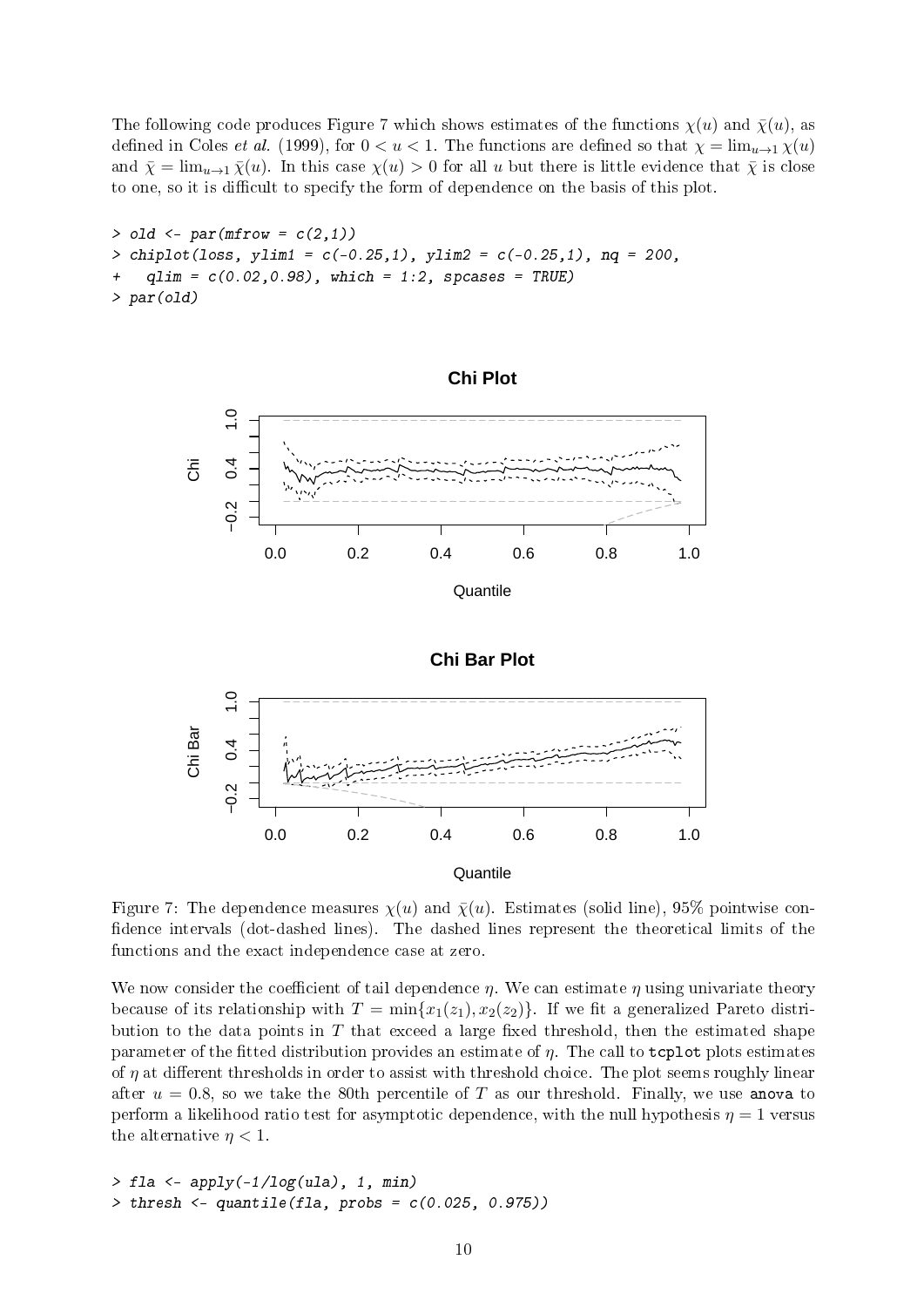The following code produces Figure 7 which shows estimates of the functions $\chi(u)$ and $\bar{\chi}(u)$, as defined in Coles *et al.* (1999), for $0 < u < 1$. The functions are defined so that $\chi = \lim_{u \to 1} \chi(u)$ and $\bar{\chi} = \lim_{u \to 1} \bar{\chi}(u)$. In this case $\chi(u) > 0$ for all $u$ but there is little evidence that $\bar{\chi}$ is close to one, so it is difficult to specify the form of dependence on the basis of this plot.

```
> old <- par(mfrow = c(2,1))
> chiplot(loss, ylim1 = c(-0.25,1), ylim2 = c(-0.25,1), nq = 200,
+   qlim = c(0.02,0.98), which = 1:2, spcases = TRUE)
> par(old)
```

Figure 7: The dependence measures $\chi(u)$ and $\bar{\chi}(u)$. Estimates (solid line), 95% pointwise confidence intervals (dot-dashed lines). The dashed lines represent the theoretical limits of the functions and the exact independence case at zero.

We now consider the coefficient of tail dependence $\eta$. We can estimate $\eta$ using univariate theory because of its relationship with $T = \min\{x_1(z_1), x_2(z_2)\}$. If we fit a generalized Pareto distribution to the data points in $T$ that exceed a large fixed threshold, then the estimated shape parameter of the fitted distribution provides an estimate of $\eta$. The call to `tcplot` plots estimates of $\eta$ at different thresholds in order to assist with threshold choice. The plot seems roughly linear after $u = 0.8$, so we take the 80th percentile of $T$ as our threshold. Finally, we use `anova` to perform a likelihood ratio test for asymptotic dependence, with the null hypothesis $\eta = 1$ versus the alternative $\eta < 1$.

```
> fla <- apply(-1/log(ula), 1, min)
> thresh <- quantile(fla, probs = c(0.025, 0.975))
```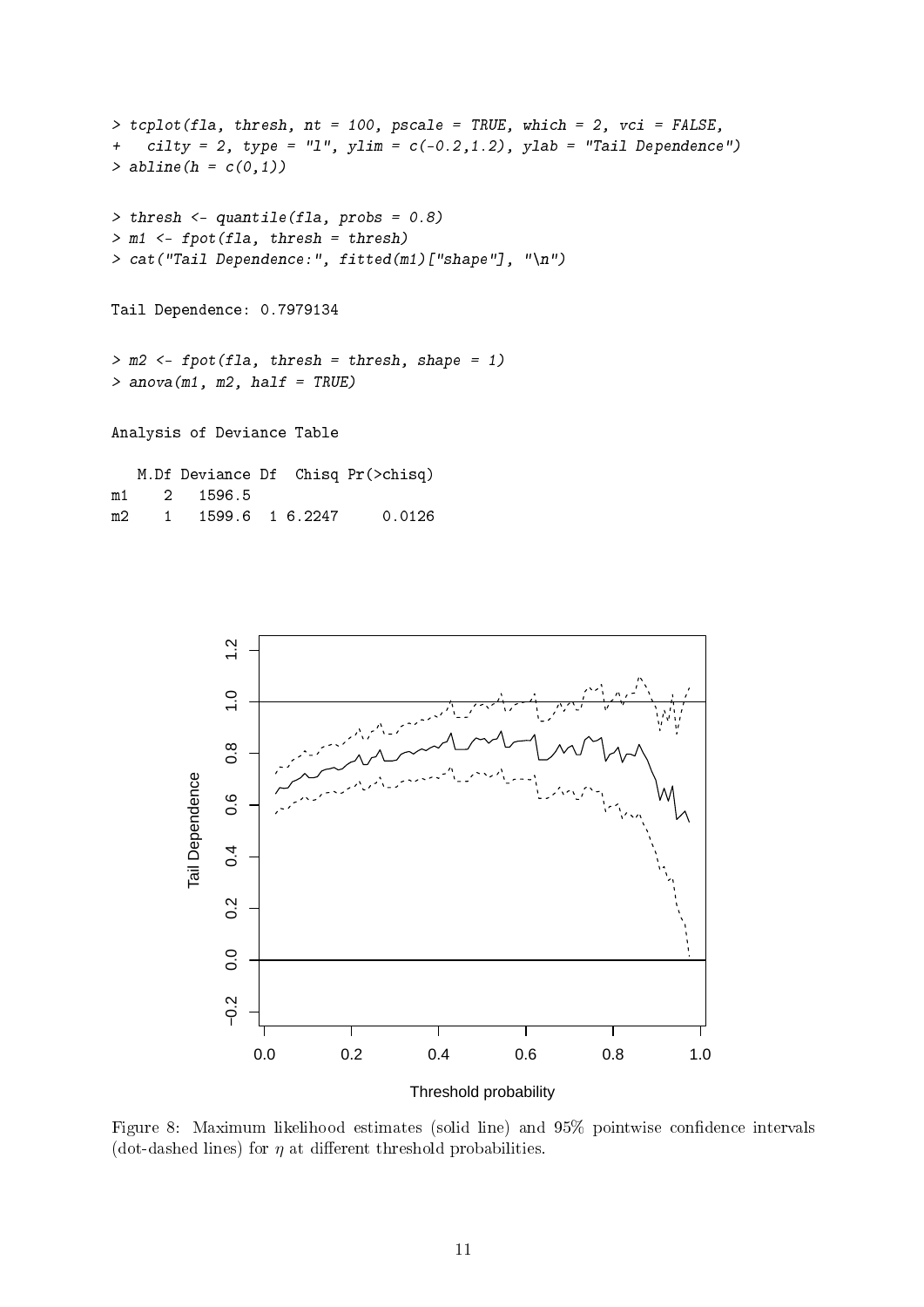```
> tcplot(fla, thresh, nt = 100, pscale = TRUE, which = 2, vci = FALSE,
+   cilty = 2, type = "l", ylim = c(-0.2,1.2), ylab = "Tail Dependence")
> abline(h = c(0,1))

> thresh <- quantile(fla, probs = 0.8)
> m1 <- fpot(fla, thresh = thresh)
> cat("Tail Dependence:", fitted(m1)["shape"], "\n")

Tail Dependence: 0.7979134

> m2 <- fpot(fla, thresh = thresh, shape = 1)
> anova(m1, m2, half = TRUE)

Analysis of Deviance Table

   M.Df Deviance Df  Chisq Pr(>chisq)
m1    2   1596.5
m2    1   1599.6  1 6.2247     0.0126
```

Figure 8: Maximum likelihood estimates (solid line) and 95% pointwise confidence intervals (dot-dashed lines) for $\eta$ at different threshold probabilities.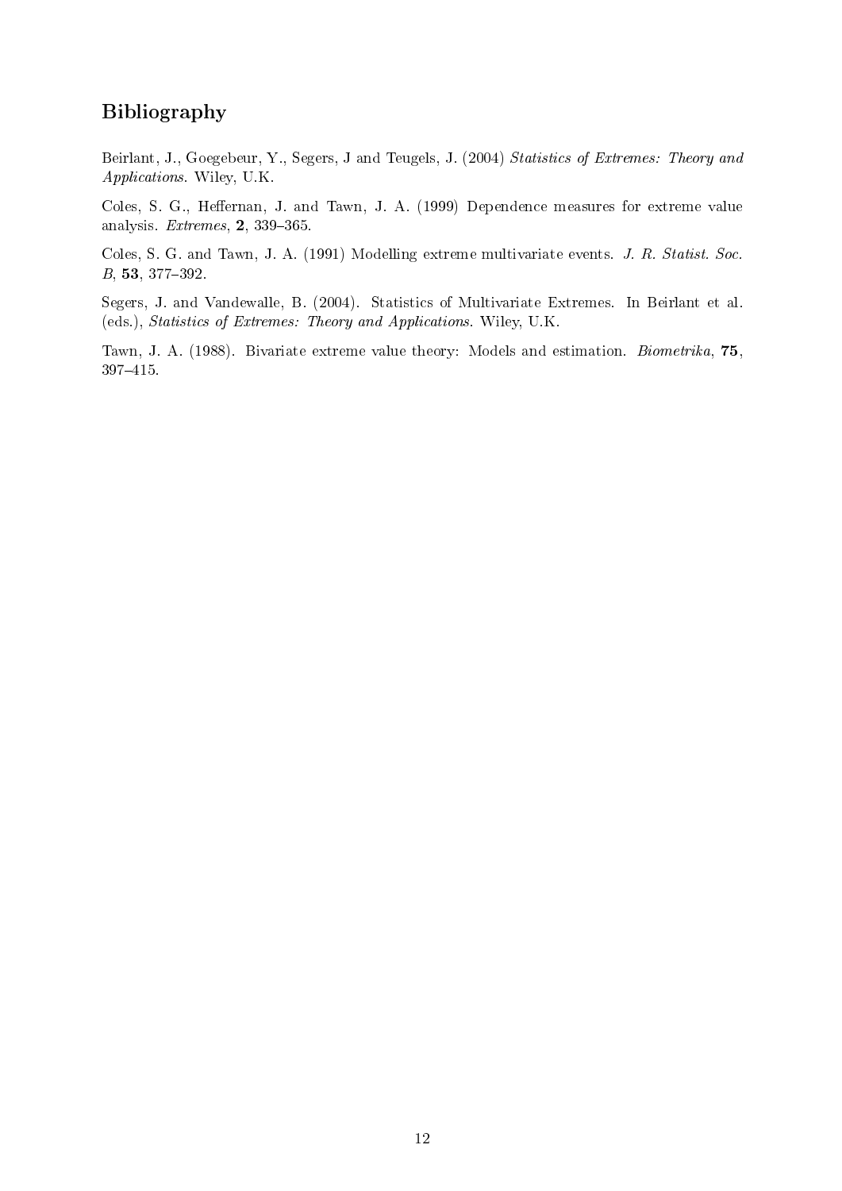## Bibliography

Beirlant, J., Goegebeur, Y., Segers, J and Teugels, J. (2004) *Statistics of Extremes: Theory and Applications*. Wiley, U.K.

Coles, S. G., Heffernan, J. and Tawn, J. A. (1999) Dependence measures for extreme value analysis. *Extremes*, **2**, 339–365.

Coles, S. G. and Tawn, J. A. (1991) Modelling extreme multivariate events. *J. R. Statist. Soc. B*, **53**, 377–392.

Segers, J. and Vandewalle, B. (2004). Statistics of Multivariate Extremes. In Beirlant et al. (eds.), *Statistics of Extremes: Theory and Applications*. Wiley, U.K.

Tawn, J. A. (1988). Bivariate extreme value theory: Models and estimation. *Biometrika*, **75**, 397–415.